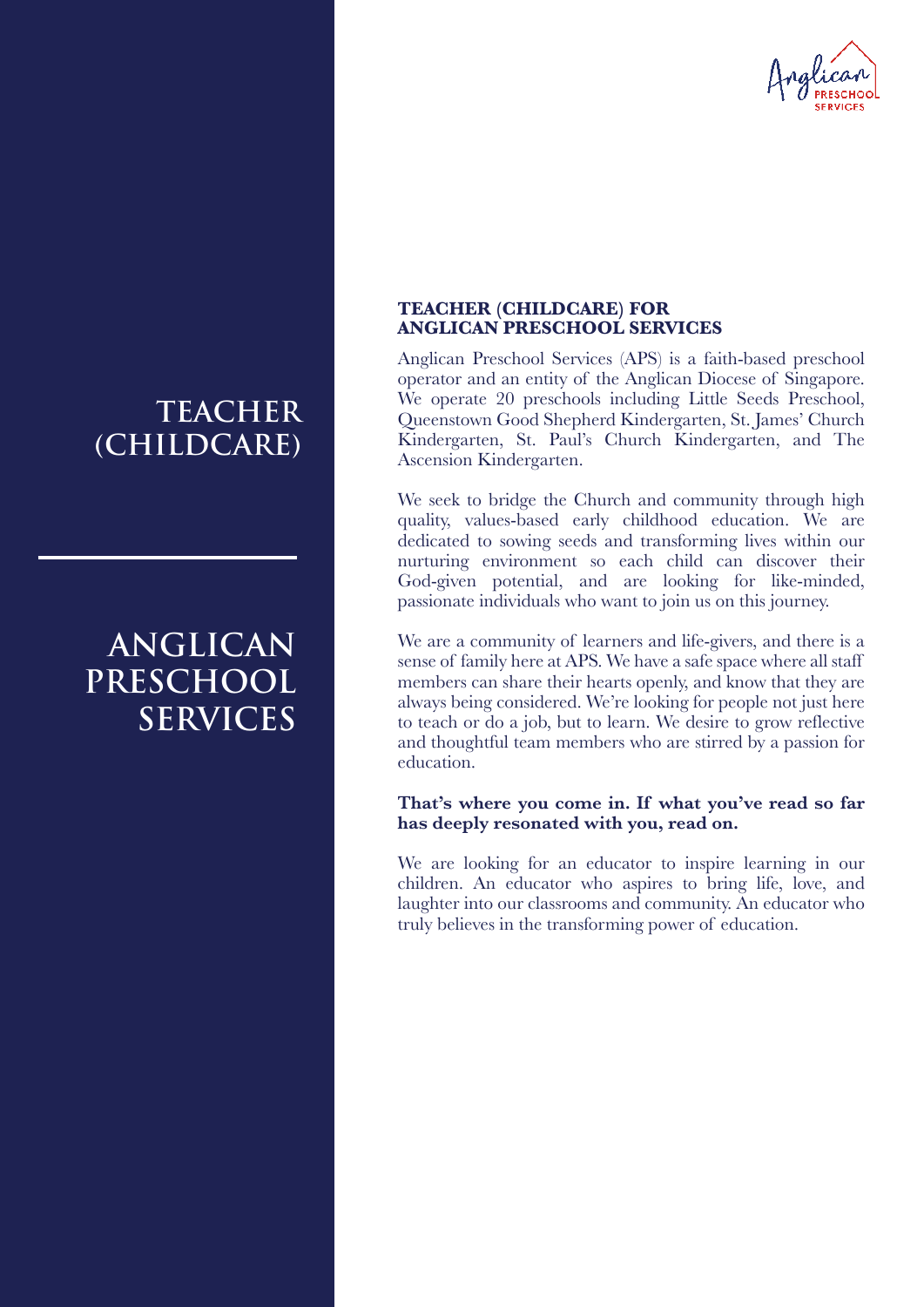# TEACHER (CHILDCARE)

# ANGLICAN PRESCHOOL SERVICES

## TEACHER (CHILDCARE) FOR ANGLICAN PRESCHOOL SERVICES

Anglican Preschool Services (APS) is a faith-based preschool operator and an entity of the Anglican Diocese of Singapore. We operate 20 preschools including Little Seeds Preschool, Queenstown Good Shepherd Kindergarten, St. James' Church Kindergarten, St. Paul's Church Kindergarten, and The Ascension Kindergarten.

We seek to bridge the Church and community through high quality, values-based early childhood education. We are dedicated to sowing seeds and transforming lives within our nurturing environment so each child can discover their God-given potential, and are looking for like-minded, passionate individuals who want to join us on this journey.

We are a community of learners and life-givers, and there is a sense of family here at APS. We have a safe space where all staff members can share their hearts openly, and know that they are always being considered. We're looking for people not just here to teach or do a job, but to learn. We desire to grow reflective and thoughtful team members who are stirred by a passion for education.

**That's where you come in. If what you've read so far has deeply resonated with you, read on.**

We are looking for an educator to inspire learning in our children. An educator who aspires to bring life, love, and laughter into our classrooms and community. An educator who truly believes in the transforming power of education.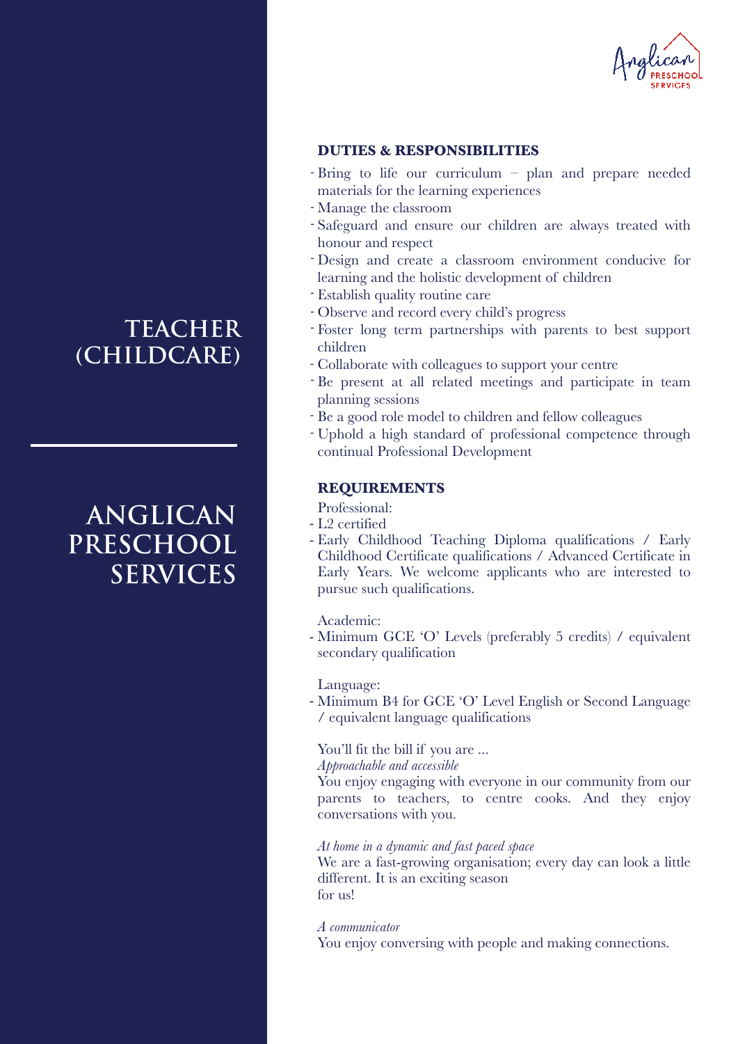# TEACHER (CHILDCARE)

# ANGLICAN PRESCHOOL SERVICES

### DUTIES & RESPONSIBILITIES

- Bring to life our curriculum – plan and prepare needed materials for the learning experiences
- Manage the classroom
- Safeguard and ensure our children are always treated with honour and respect
- Design and create a classroom environment conducive for learning and the holistic development of children
- Establish quality routine care
- Observe and record every child's progress
- Foster long term partnerships with parents to best support children
- Collaborate with colleagues to support your centre
- Be present at all related meetings and participate in team planning sessions
- Be a good role model to children and fellow colleagues
- Uphold a high standard of professional competence through continual Professional Development

### REQUIREMENTS

Professional:

- L2 certified
- Early Childhood Teaching Diploma qualifications / Early Childhood Certificate qualifications / Advanced Certificate in Early Years. We welcome applicants who are interested to pursue such qualifications.

Academic:

- Minimum GCE 'O' Levels (preferably 5 credits) / equivalent secondary qualification

Language:

- Minimum B4 for GCE 'O' Level English or Second Language / equivalent language qualifications

You'll fit the bill if you are ...

*Approachable and accessible*
You enjoy engaging with everyone in our community from our parents to teachers, to centre cooks. And they enjoy conversations with you.

*At home in a dynamic and fast paced space*
We are a fast-growing organisation; every day can look a little different. It is an exciting season for us!

*A communicator*
You enjoy conversing with people and making connections.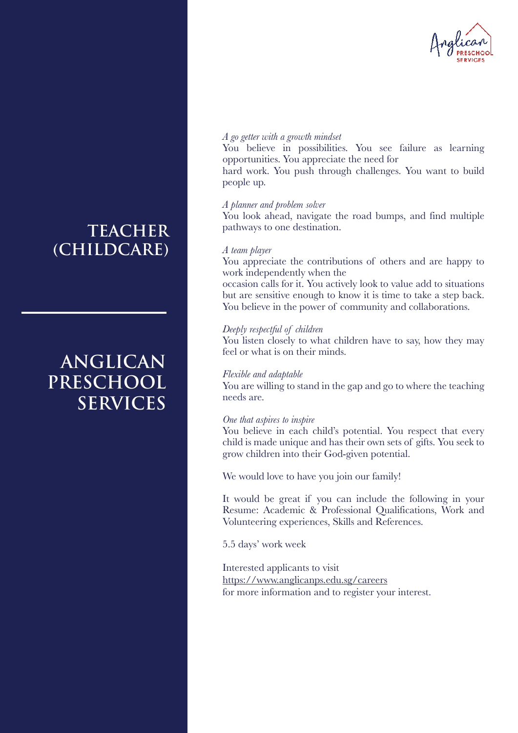# TEACHER (CHILDCARE)

# ANGLICAN PRESCHOOL SERVICES

*A go getter with a growth mindset*
You believe in possibilities. You see failure as learning opportunities. You appreciate the need for hard work. You push through challenges. You want to build people up.

*A planner and problem solver*
You look ahead, navigate the road bumps, and find multiple pathways to one destination.

*A team player*
You appreciate the contributions of others and are happy to work independently when the occasion calls for it. You actively look to value add to situations but are sensitive enough to know it is time to take a step back. You believe in the power of community and collaborations.

*Deeply respectful of children*
You listen closely to what children have to say, how they may feel or what is on their minds.

*Flexible and adaptable*
You are willing to stand in the gap and go to where the teaching needs are.

*One that aspires to inspire*
You believe in each child's potential. You respect that every child is made unique and has their own sets of gifts. You seek to grow children into their God-given potential.

We would love to have you join our family!

It would be great if you can include the following in your Resume: Academic & Professional Qualifications, Work and Volunteering experiences, Skills and References.

5.5 days' work week

Interested applicants to visit
https://www.anglicanps.edu.sg/careers
for more information and to register your interest.